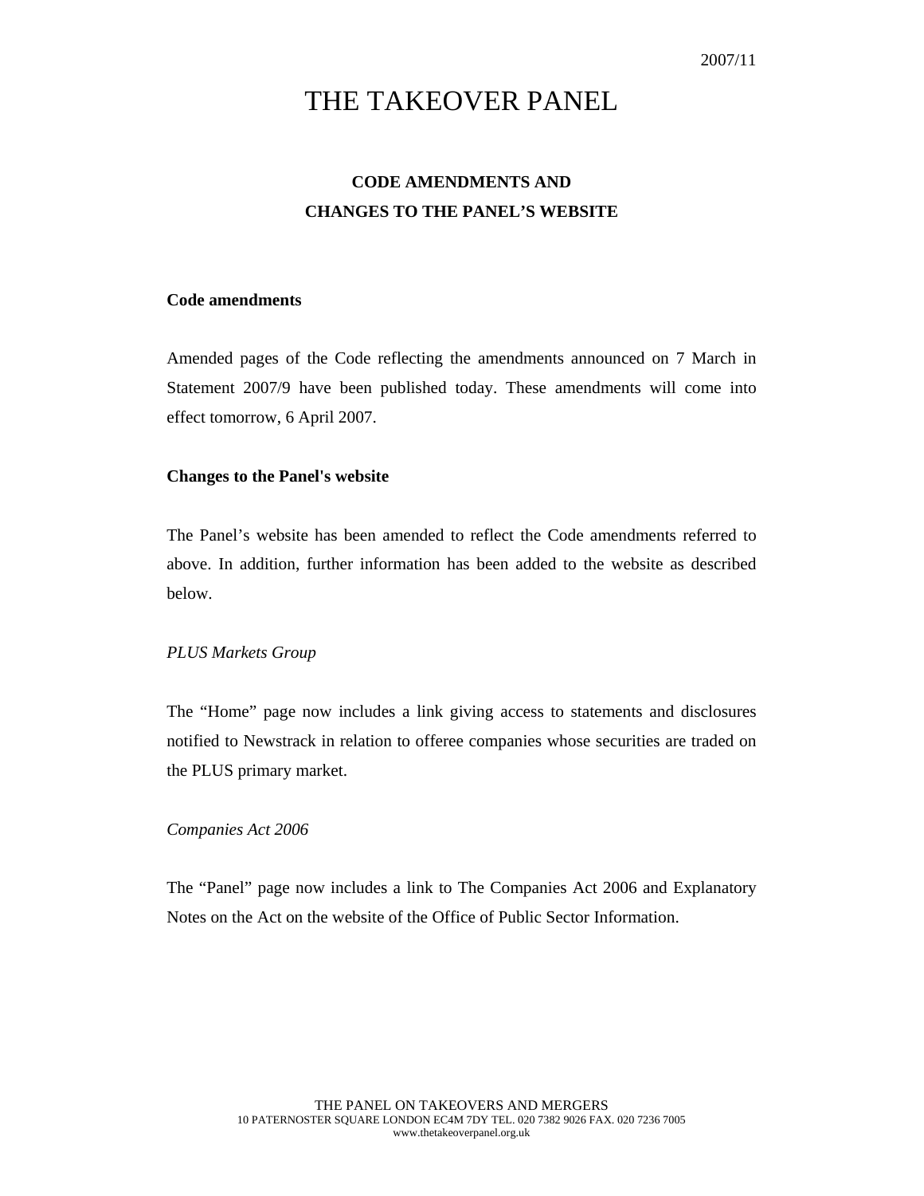2007/11

# THE TAKEOVER PANEL

## CODE AMENDMENTS AND CHANGES TO THE PANEL'S WEBSITE

**Code amendments**

Amended pages of the Code reflecting the amendments announced on 7 March in Statement 2007/9 have been published today. These amendments will come into effect tomorrow, 6 April 2007.

**Changes to the Panel's website**

The Panel's website has been amended to reflect the Code amendments referred to above. In addition, further information has been added to the website as described below.

*PLUS Markets Group*

The "Home" page now includes a link giving access to statements and disclosures notified to Newstrack in relation to offeree companies whose securities are traded on the PLUS primary market.

*Companies Act 2006*

The "Panel" page now includes a link to The Companies Act 2006 and Explanatory Notes on the Act on the website of the Office of Public Sector Information.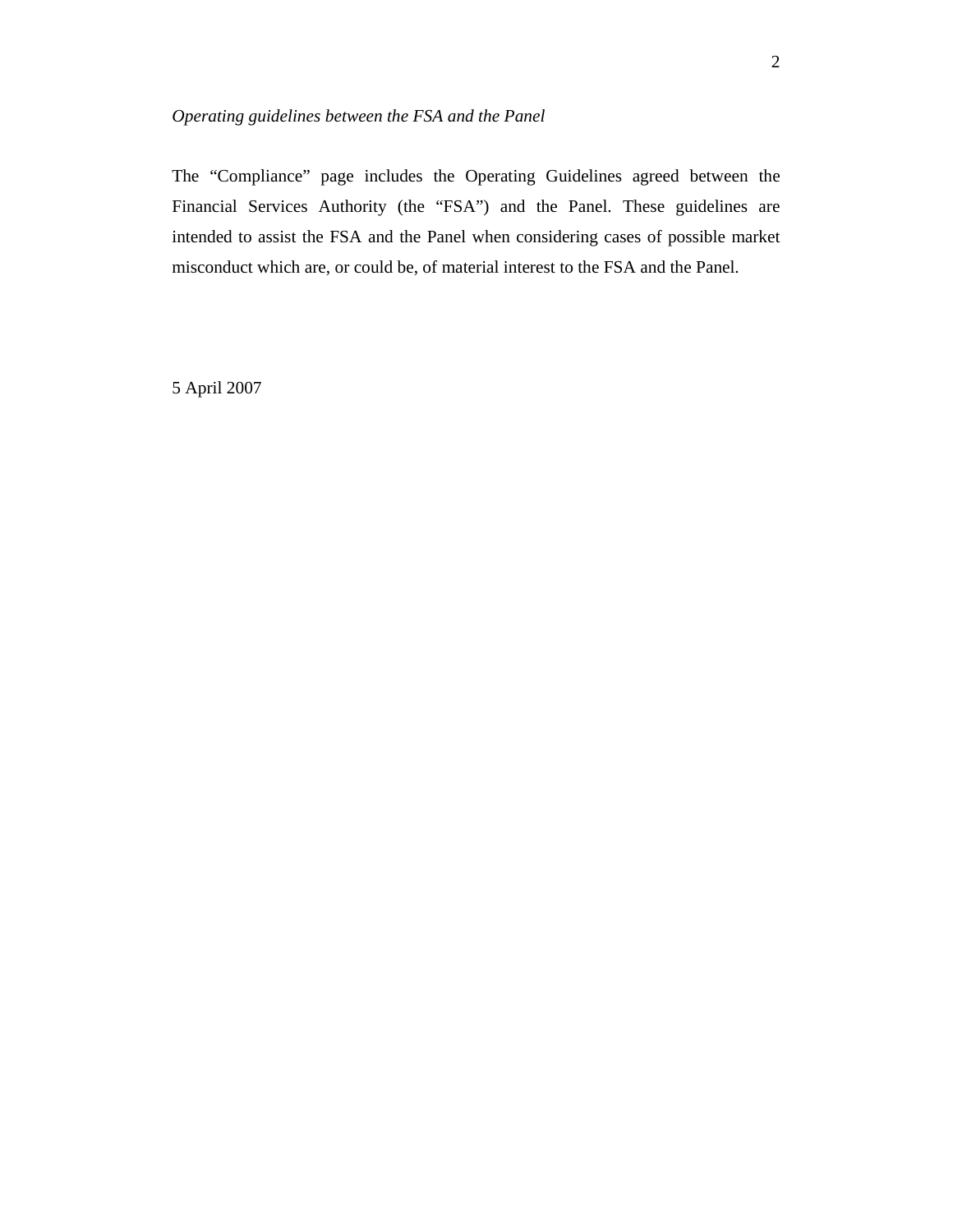*Operating guidelines between the FSA and the Panel*

The “Compliance” page includes the Operating Guidelines agreed between the Financial Services Authority (the “FSA”) and the Panel. These guidelines are intended to assist the FSA and the Panel when considering cases of possible market misconduct which are, or could be, of material interest to the FSA and the Panel.

5 April 2007